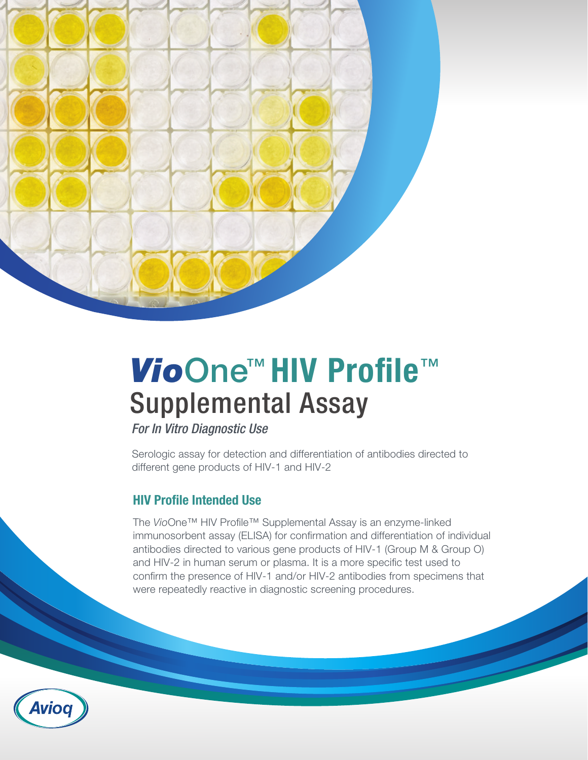# *Vio*One™ HIV Profile™ Supplemental Assay

*For In Vitro Diagnostic Use*

Serologic assay for detection and differentiation of antibodies directed to different gene products of HIV-1 and HIV-2

## HIV Profile Intended Use

The *Vio*One™ HIV Profile™ Supplemental Assay is an enzyme-linked immunosorbent assay (ELISA) for confirmation and differentiation of individual antibodies directed to various gene products of HIV-1 (Group M & Group O) and HIV-2 in human serum or plasma. It is a more specific test used to confirm the presence of HIV-1 and/or HIV-2 antibodies from specimens that were repeatedly reactive in diagnostic screening procedures.

Avioq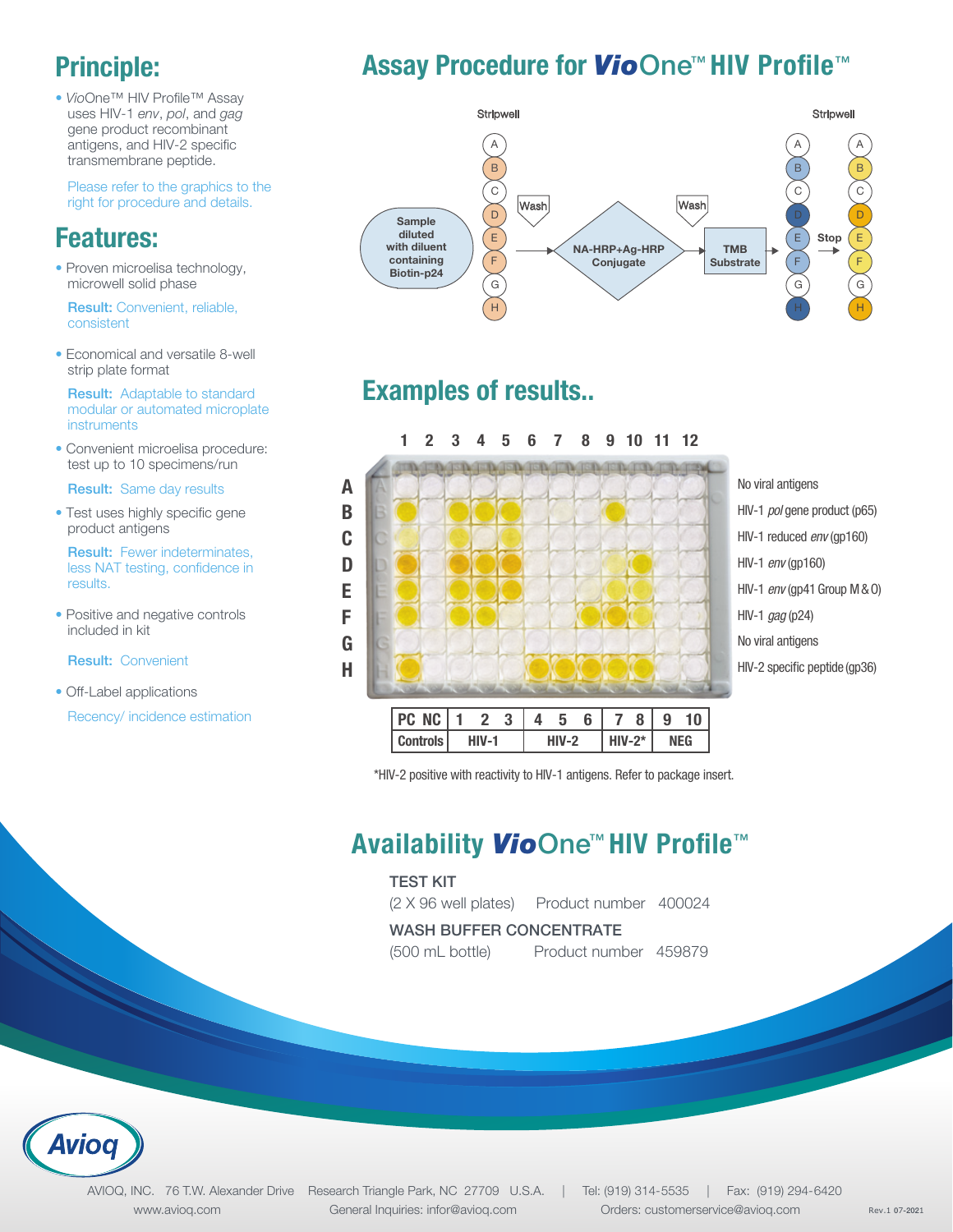## Principle:

- *Vio*One™ HIV Profile™ Assay uses HIV-1 *env*, *pol*, and *gag* gene product recombinant antigens, and HIV-2 specific transmembrane peptide.

Please refer to the graphics to the right for procedure and details.

## Features:

- Proven microelisa technology, microwell solid phase

  **Result:** Convenient, reliable, consistent

- Economical and versatile 8-well strip plate format

  **Result:** Adaptable to standard modular or automated microplate instruments

- Convenient microelisa procedure: test up to 10 specimens/run

  **Result:** Same day results

- Test uses highly specific gene product antigens

  **Result:** Fewer indeterminates, less NAT testing, confidence in results.

- Positive and negative controls included in kit

  **Result:** Convenient

- Off-Label applications

  Recency/ incidence estimation

## Assay Procedure for *Vio*One™ HIV Profile™

Stripwell

A B C D E F G H

Sample diluted with diluent containing Biotin-p24

Wash

NA-HRP+Ag-HRP Conjugate

Wash

TMB Substrate

Stripwell

A B C D E F G H

Stop

A B C D E F G H

## Examples of results..

1 2 3 4 5 6 7 8 9 10 11 12

A B C D E F G H

No viral antigens

HIV-1 *pol* gene product (p65)

HIV-1 reduced *env* (gp160)

HIV-1 *env* (gp160)

HIV-1 *env* (gp41 Group M & O)

HIV-1 *gag* (p24)

No viral antigens

HIV-2 specific peptide (gp36)

| PC NC | 1 2 3 | 4 5 6 | 7 8 | 9 10 |
|---|---|---|---|---|
| Controls | HIV-1 | HIV-2 | HIV-2* | NEG |

*HIV-2 positive with reactivity to HIV-1 antigens. Refer to package insert.

## Availability *Vio*One™ HIV Profile™

TEST KIT
(2 X 96 well plates) Product number 400024

WASH BUFFER CONCENTRATE
(500 mL bottle) Product number 459879

Avioq

AVIOQ, INC. 76 T.W. Alexander Drive Research Triangle Park, NC 27709 U.S.A. | Tel: (919) 314-5535 | Fax: (919) 294-6420
www.avioq.com General Inquiries: infor@avioq.com Orders: customerservice@avioq.com

Rev.1 07-2021